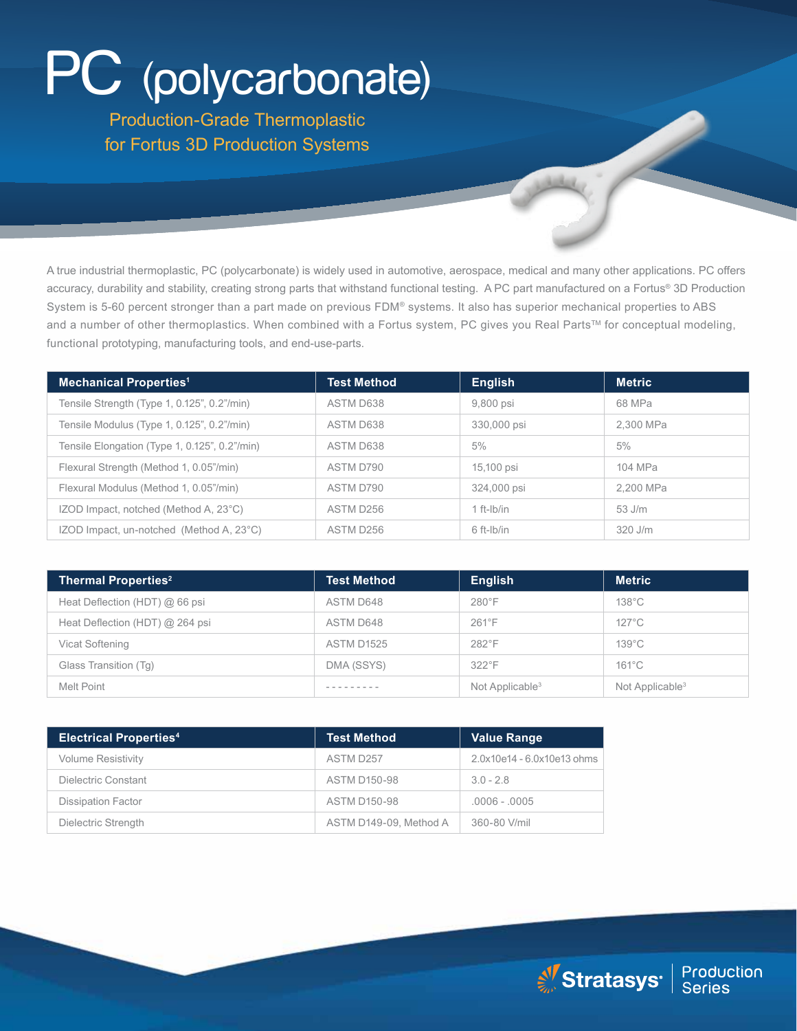# PC (polycarbonate)

## Production-Grade Thermoplastic for Fortus 3D Production Systems

A true industrial thermoplastic, PC (polycarbonate) is widely used in automotive, aerospace, medical and many other applications. PC offers accuracy, durability and stability, creating strong parts that withstand functional testing. A PC part manufactured on a Fortus® 3D Production System is 5-60 percent stronger than a part made on previous FDM® systems. It also has superior mechanical properties to ABS and a number of other thermoplastics. When combined with a Fortus system, PC gives you Real Parts™ for conceptual modeling, functional prototyping, manufacturing tools, and end-use-parts.

| Mechanical Properties[1] | Test Method | English | Metric |
|---|---|---|---|
| Tensile Strength (Type 1, 0.125", 0.2"/min) | ASTM D638 | 9,800 psi | 68 MPa |
| Tensile Modulus (Type 1, 0.125", 0.2"/min) | ASTM D638 | 330,000 psi | 2,300 MPa |
| Tensile Elongation (Type 1, 0.125", 0.2"/min) | ASTM D638 | 5% | 5% |
| Flexural Strength (Method 1, 0.05"/min) | ASTM D790 | 15,100 psi | 104 MPa |
| Flexural Modulus (Method 1, 0.05"/min) | ASTM D790 | 324,000 psi | 2,200 MPa |
| IZOD Impact, notched (Method A, 23°C) | ASTM D256 | 1 ft-lb/in | 53 J/m |
| IZOD Impact, un-notched (Method A, 23°C) | ASTM D256 | 6 ft-lb/in | 320 J/m |

| Thermal Properties[2] | Test Method | English | Metric |
|---|---|---|---|
| Heat Deflection (HDT) @ 66 psi | ASTM D648 | 280°F | 138°C |
| Heat Deflection (HDT) @ 264 psi | ASTM D648 | 261°F | 127°C |
| Vicat Softening | ASTM D1525 | 282°F | 139°C |
| Glass Transition (Tg) | DMA (SSYS) | 322°F | 161°C |
| Melt Point | --------- | Not Applicable[3] | Not Applicable[3] |

| Electrical Properties[4] | Test Method | Value Range |
|---|---|---|
| Volume Resistivity | ASTM D257 | 2.0x10e14 - 6.0x10e13 ohms |
| Dielectric Constant | ASTM D150-98 | 3.0 - 2.8 |
| Dissipation Factor | ASTM D150-98 | .0006 - .0005 |
| Dielectric Strength | ASTM D149-09, Method A | 360-80 V/mil |

Stratasys® | Production Series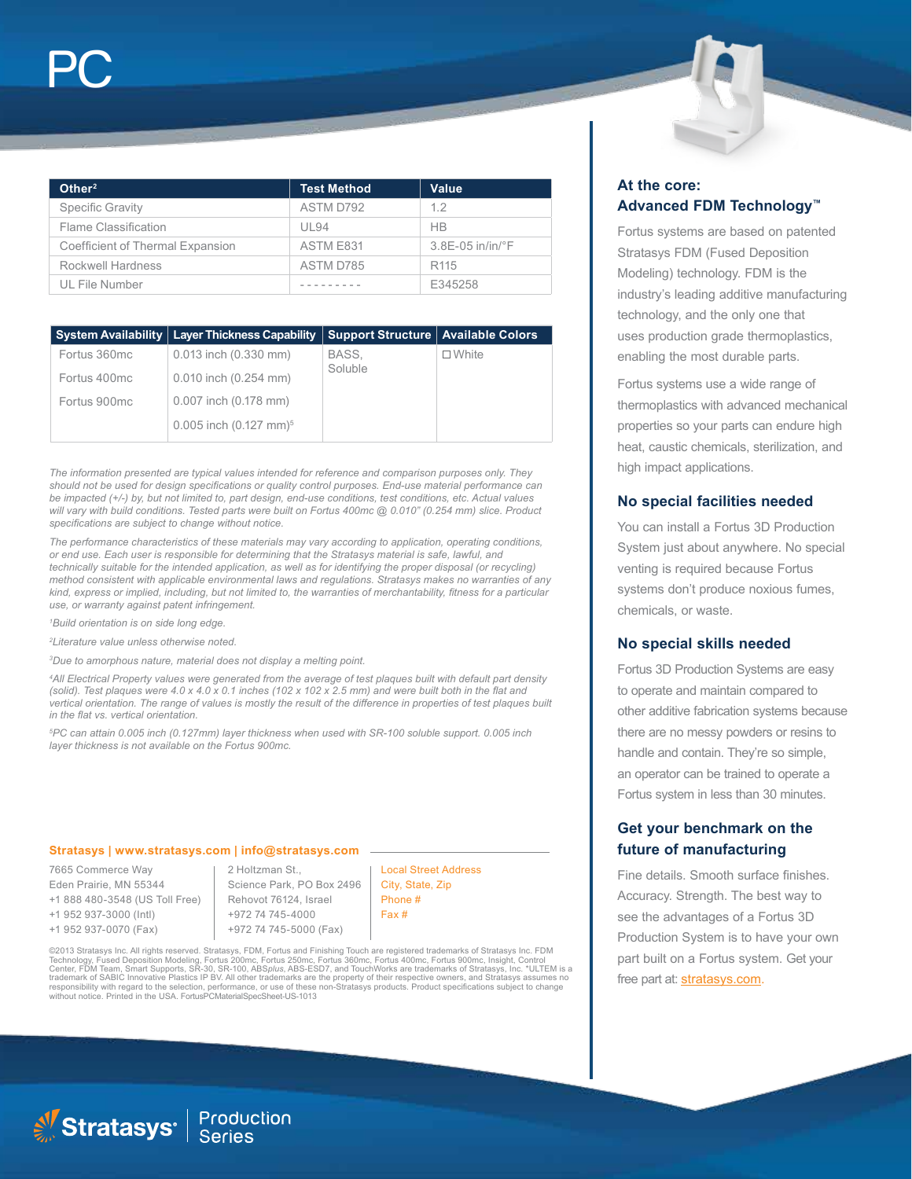# PC

| Other[2] | Test Method | Value |
|---|---|---|
| Specific Gravity | ASTM D792 | 1.2 |
| Flame Classification | UL94 | HB |
| Coefficient of Thermal Expansion | ASTM E831 | 3.8E-05 in/in/°F |
| Rockwell Hardness | ASTM D785 | R115 |
| UL File Number | --------- | E345258 |

| System Availability | Layer Thickness Capability | Support Structure | Available Colors |
|---|---|---|---|
| Fortus 360mc | 0.013 inch (0.330 mm) | BASS, Soluble | ☐ White |
| Fortus 400mc | 0.010 inch (0.254 mm) | | |
| Fortus 900mc | 0.007 inch (0.178 mm) | | |
| | 0.005 inch (0.127 mm)[5] | | |

*The information presented are typical values intended for reference and comparison purposes only. They should not be used for design specifications or quality control purposes. End-use material performance can be impacted (+/-) by, but not limited to, part design, end-use conditions, test conditions, etc. Actual values will vary with build conditions. Tested parts were built on Fortus 400mc @ 0.010" (0.254 mm) slice. Product specifications are subject to change without notice.*

*The performance characteristics of these materials may vary according to application, operating conditions, or end use. Each user is responsible for determining that the Stratasys material is safe, lawful, and technically suitable for the intended application, as well as for identifying the proper disposal (or recycling) method consistent with applicable environmental laws and regulations. Stratasys makes no warranties of any kind, express or implied, including, but not limited to, the warranties of merchantability, fitness for a particular use, or warranty against patent infringement.*

*[1]Build orientation is on side long edge.*

*[2]Literature value unless otherwise noted.*

*[3]Due to amorphous nature, material does not display a melting point.*

*[4]All Electrical Property values were generated from the average of test plaques built with default part density (solid). Test plaques were 4.0 x 4.0 x 0.1 inches (102 x 102 x 2.5 mm) and were built both in the flat and vertical orientation. The range of values is mostly the result of the difference in properties of test plaques built in the flat vs. vertical orientation.*

*[5]PC can attain 0.005 inch (0.127mm) layer thickness when used with SR-100 soluble support. 0.005 inch layer thickness is not available on the Fortus 900mc.*

## At the core: Advanced FDM Technology™

Fortus systems are based on patented Stratasys FDM (Fused Deposition Modeling) technology. FDM is the industry's leading additive manufacturing technology, and the only one that uses production grade thermoplastics, enabling the most durable parts.

Fortus systems use a wide range of thermoplastics with advanced mechanical properties so your parts can endure high heat, caustic chemicals, sterilization, and high impact applications.

## No special facilities needed

You can install a Fortus 3D Production System just about anywhere. No special venting is required because Fortus systems don't produce noxious fumes, chemicals, or waste.

## No special skills needed

Fortus 3D Production Systems are easy to operate and maintain compared to other additive fabrication systems because there are no messy powders or resins to handle and contain. They're so simple, an operator can be trained to operate a Fortus system in less than 30 minutes.

## Get your benchmark on the future of manufacturing

Fine details. Smooth surface finishes. Accuracy. Strength. The best way to see the advantages of a Fortus 3D Production System is to have your own part built on a Fortus system. Get your free part at: stratasys.com.

**Stratasys | www.stratasys.com | info@stratasys.com**

7665 Commerce Way
Eden Prairie, MN 55344
+1 888 480-3548 (US Toll Free)
+1 952 937-3000 (Intl)
+1 952 937-0070 (Fax)

2 Holtzman St.,
Science Park, PO Box 2496
Rehovot 76124, Israel
+972 74 745-4000
+972 74 745-5000 (Fax)

Local Street Address
City, State, Zip
Phone #
Fax #

©2013 Stratasys Inc. All rights reserved. Stratasys, FDM, Fortus and Finishing Touch are registered trademarks of Stratasys Inc. FDM Technology, Fused Deposition Modeling, Fortus 200mc, Fortus 250mc, Fortus 360mc, Fortus 400mc, Fortus 900mc, Insight, Control Center, FDM Team, Smart Supports, SR-30, SR-100, ABS*plus*, ABS-ESD7, and TouchWorks are trademarks of Stratasys, Inc. *ULTEM is a trademark of SABIC Innovative Plastics IP BV. All other trademarks are the property of their respective owners, and Stratasys assumes no responsibility with regard to the selection, performance, or use of these non-Stratasys products. Product specifications subject to change without notice. Printed in the USA. FortusPCMaterialSpecSheet-US-1013

Stratasys | Production Series